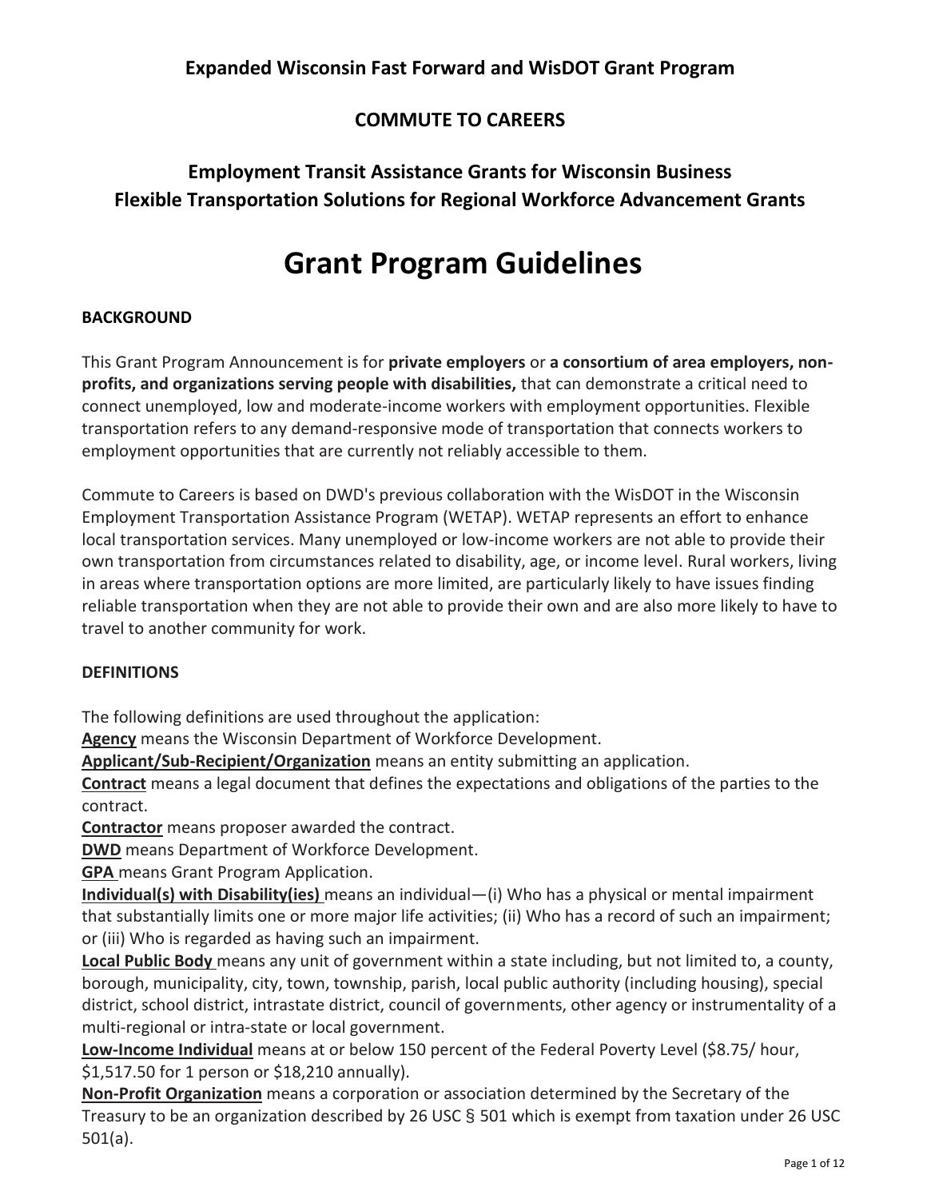## Expanded Wisconsin Fast Forward and WisDOT Grant Program

## COMMUTE TO CAREERS

## Employment Transit Assistance Grants for Wisconsin Business
## Flexible Transportation Solutions for Regional Workforce Advancement Grants

# Grant Program Guidelines

**BACKGROUND**

This Grant Program Announcement is for **private employers** or **a consortium of area employers, non-profits, and organizations serving people with disabilities,** that can demonstrate a critical need to connect unemployed, low and moderate-income workers with employment opportunities. Flexible transportation refers to any demand-responsive mode of transportation that connects workers to employment opportunities that are currently not reliably accessible to them.

Commute to Careers is based on DWD's previous collaboration with the WisDOT in the Wisconsin Employment Transportation Assistance Program (WETAP). WETAP represents an effort to enhance local transportation services. Many unemployed or low-income workers are not able to provide their own transportation from circumstances related to disability, age, or income level. Rural workers, living in areas where transportation options are more limited, are particularly likely to have issues finding reliable transportation when they are not able to provide their own and are also more likely to have to travel to another community for work.

**DEFINITIONS**

The following definitions are used throughout the application:

**Agency** means the Wisconsin Department of Workforce Development.

**Applicant/Sub-Recipient/Organization** means an entity submitting an application.

**Contract** means a legal document that defines the expectations and obligations of the parties to the contract.

**Contractor** means proposer awarded the contract.

**DWD** means Department of Workforce Development.

**GPA** means Grant Program Application.

**Individual(s) with Disability(ies)** means an individual—(i) Who has a physical or mental impairment that substantially limits one or more major life activities; (ii) Who has a record of such an impairment; or (iii) Who is regarded as having such an impairment.

**Local Public Body** means any unit of government within a state including, but not limited to, a county, borough, municipality, city, town, township, parish, local public authority (including housing), special district, school district, intrastate district, council of governments, other agency or instrumentality of a multi-regional or intra-state or local government.

**Low-Income Individual** means at or below 150 percent of the Federal Poverty Level ($8.75/ hour, $1,517.50 for 1 person or $18,210 annually).

**Non-Profit Organization** means a corporation or association determined by the Secretary of the Treasury to be an organization described by 26 USC § 501 which is exempt from taxation under 26 USC 501(a).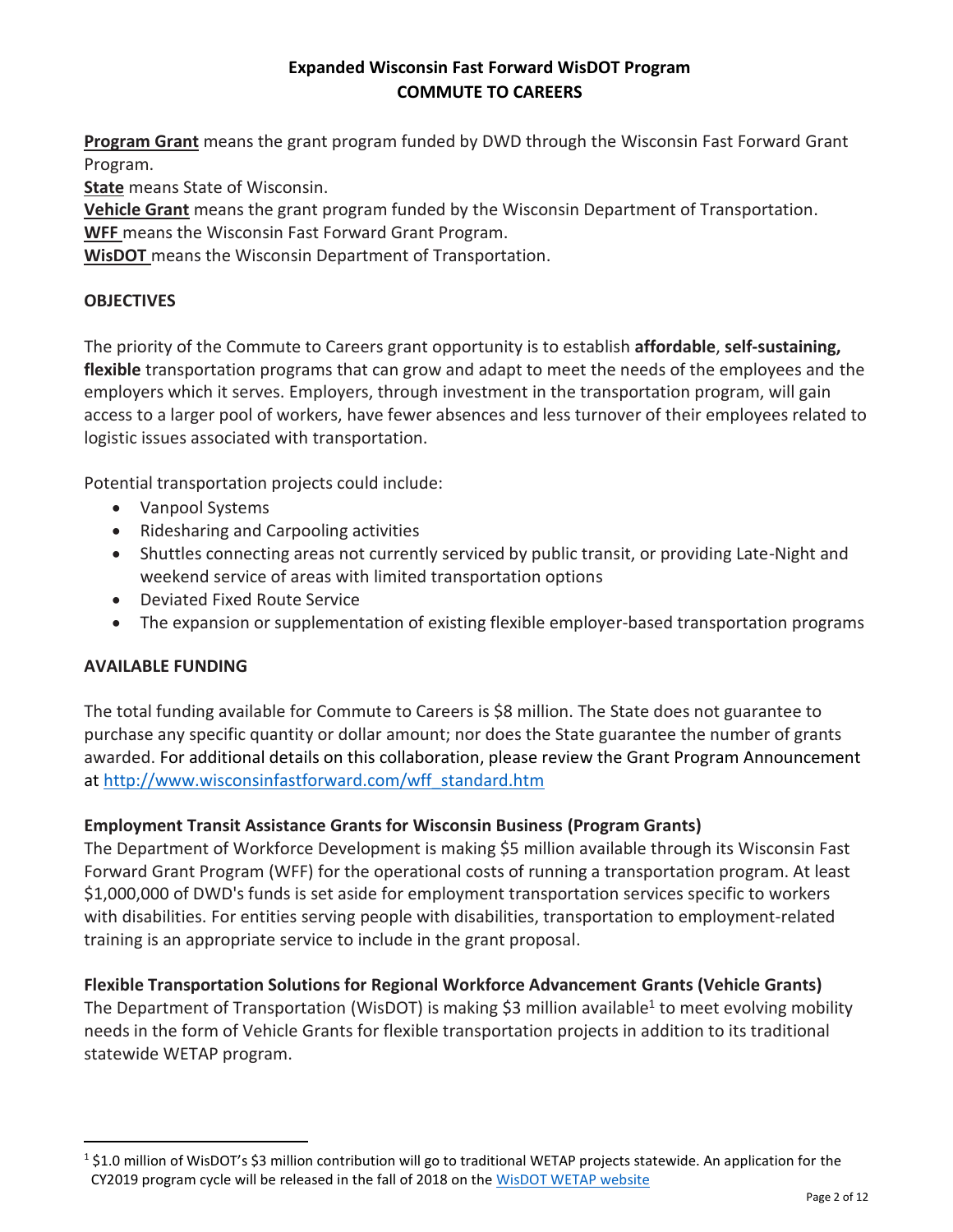# Expanded Wisconsin Fast Forward WisDOT Program
# COMMUTE TO CAREERS

**Program Grant** means the grant program funded by DWD through the Wisconsin Fast Forward Grant Program.

**State** means State of Wisconsin.

**Vehicle Grant** means the grant program funded by the Wisconsin Department of Transportation.

**WFF** means the Wisconsin Fast Forward Grant Program.

**WisDOT** means the Wisconsin Department of Transportation.

## OBJECTIVES

The priority of the Commute to Careers grant opportunity is to establish **affordable**, **self-sustaining, flexible** transportation programs that can grow and adapt to meet the needs of the employees and the employers which it serves. Employers, through investment in the transportation program, will gain access to a larger pool of workers, have fewer absences and less turnover of their employees related to logistic issues associated with transportation.

Potential transportation projects could include:

- Vanpool Systems
- Ridesharing and Carpooling activities
- Shuttles connecting areas not currently serviced by public transit, or providing Late-Night and weekend service of areas with limited transportation options
- Deviated Fixed Route Service
- The expansion or supplementation of existing flexible employer-based transportation programs

## AVAILABLE FUNDING

The total funding available for Commute to Careers is $8 million. The State does not guarantee to purchase any specific quantity or dollar amount; nor does the State guarantee the number of grants awarded. For additional details on this collaboration, please review the Grant Program Announcement at [http://www.wisconsinfastforward.com/wff_standard.htm](http://www.wisconsinfastforward.com/wff_standard.htm)

### Employment Transit Assistance Grants for Wisconsin Business (Program Grants)

The Department of Workforce Development is making $5 million available through its Wisconsin Fast Forward Grant Program (WFF) for the operational costs of running a transportation program. At least $1,000,000 of DWD's funds is set aside for employment transportation services specific to workers with disabilities. For entities serving people with disabilities, transportation to employment-related training is an appropriate service to include in the grant proposal.

### Flexible Transportation Solutions for Regional Workforce Advancement Grants (Vehicle Grants)

The Department of Transportation (WisDOT) is making $3 million available[1] to meet evolving mobility needs in the form of Vehicle Grants for flexible transportation projects in addition to its traditional statewide WETAP program.

---

[1] $1.0 million of WisDOT's $3 million contribution will go to traditional WETAP projects statewide. An application for the CY2019 program cycle will be released in the fall of 2018 on the WisDOT WETAP website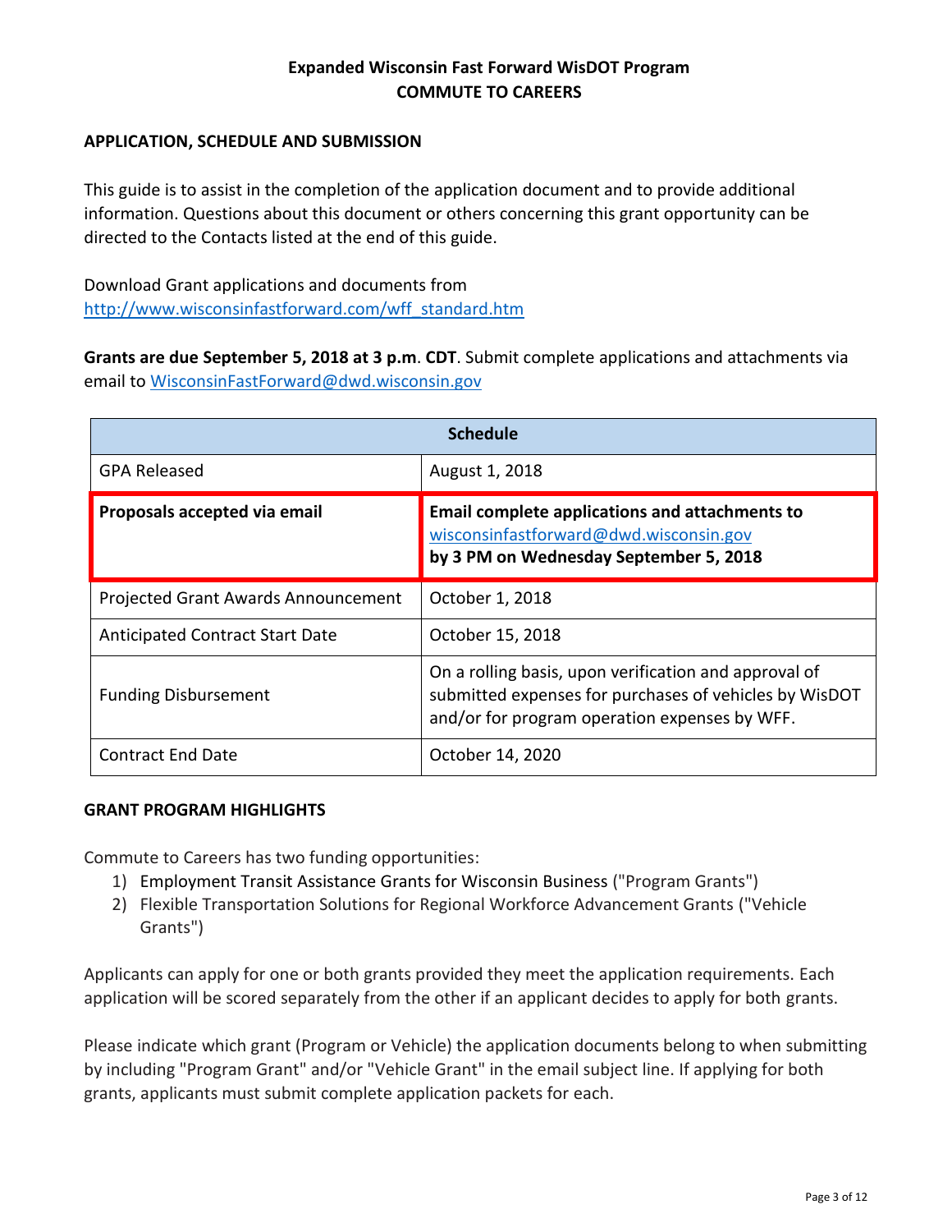**Expanded Wisconsin Fast Forward WisDOT Program**
**COMMUTE TO CAREERS**

## APPLICATION, SCHEDULE AND SUBMISSION

This guide is to assist in the completion of the application document and to provide additional information. Questions about this document or others concerning this grant opportunity can be directed to the Contacts listed at the end of this guide.

Download Grant applications and documents from
http://www.wisconsinfastforward.com/wff_standard.htm

**Grants are due September 5, 2018 at 3 p.m**. **CDT**. Submit complete applications and attachments via email to WisconsinFastForward@dwd.wisconsin.gov

| Schedule | |
|---|---|
| GPA Released | August 1, 2018 |
| **Proposals accepted via email** | **Email complete applications and attachments to** wisconsinfastforward@dwd.wisconsin.gov **by 3 PM on Wednesday September 5, 2018** |
| Projected Grant Awards Announcement | October 1, 2018 |
| Anticipated Contract Start Date | October 15, 2018 |
| Funding Disbursement | On a rolling basis, upon verification and approval of submitted expenses for purchases of vehicles by WisDOT and/or for program operation expenses by WFF. |
| Contract End Date | October 14, 2020 |

## GRANT PROGRAM HIGHLIGHTS

Commute to Careers has two funding opportunities:

1) Employment Transit Assistance Grants for Wisconsin Business ("Program Grants")
2) Flexible Transportation Solutions for Regional Workforce Advancement Grants ("Vehicle Grants")

Applicants can apply for one or both grants provided they meet the application requirements. Each application will be scored separately from the other if an applicant decides to apply for both grants.

Please indicate which grant (Program or Vehicle) the application documents belong to when submitting by including "Program Grant" and/or "Vehicle Grant" in the email subject line. If applying for both grants, applicants must submit complete application packets for each.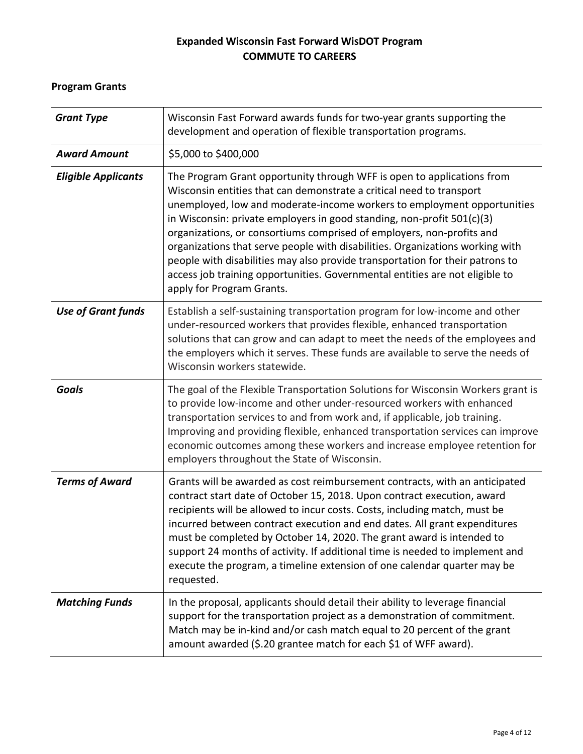# Expanded Wisconsin Fast Forward WisDOT Program
# COMMUTE TO CAREERS

## Program Grants

| | |
|---|---|
| ***Grant Type*** | Wisconsin Fast Forward awards funds for two-year grants supporting the development and operation of flexible transportation programs. |
| ***Award Amount*** | $5,000 to $400,000 |
| ***Eligible Applicants*** | The Program Grant opportunity through WFF is open to applications from Wisconsin entities that can demonstrate a critical need to transport unemployed, low and moderate-income workers to employment opportunities in Wisconsin: private employers in good standing, non-profit 501(c)(3) organizations, or consortiums comprised of employers, non-profits and organizations that serve people with disabilities. Organizations working with people with disabilities may also provide transportation for their patrons to access job training opportunities. Governmental entities are not eligible to apply for Program Grants. |
| ***Use of Grant funds*** | Establish a self-sustaining transportation program for low-income and other under-resourced workers that provides flexible, enhanced transportation solutions that can grow and can adapt to meet the needs of the employees and the employers which it serves. These funds are available to serve the needs of Wisconsin workers statewide. |
| ***Goals*** | The goal of the Flexible Transportation Solutions for Wisconsin Workers grant is to provide low-income and other under-resourced workers with enhanced transportation services to and from work and, if applicable, job training. Improving and providing flexible, enhanced transportation services can improve economic outcomes among these workers and increase employee retention for employers throughout the State of Wisconsin. |
| ***Terms of Award*** | Grants will be awarded as cost reimbursement contracts, with an anticipated contract start date of October 15, 2018. Upon contract execution, award recipients will be allowed to incur costs. Costs, including match, must be incurred between contract execution and end dates. All grant expenditures must be completed by October 14, 2020. The grant award is intended to support 24 months of activity. If additional time is needed to implement and execute the program, a timeline extension of one calendar quarter may be requested. |
| ***Matching Funds*** | In the proposal, applicants should detail their ability to leverage financial support for the transportation project as a demonstration of commitment. Match may be in-kind and/or cash match equal to 20 percent of the grant amount awarded ($.20 grantee match for each $1 of WFF award). |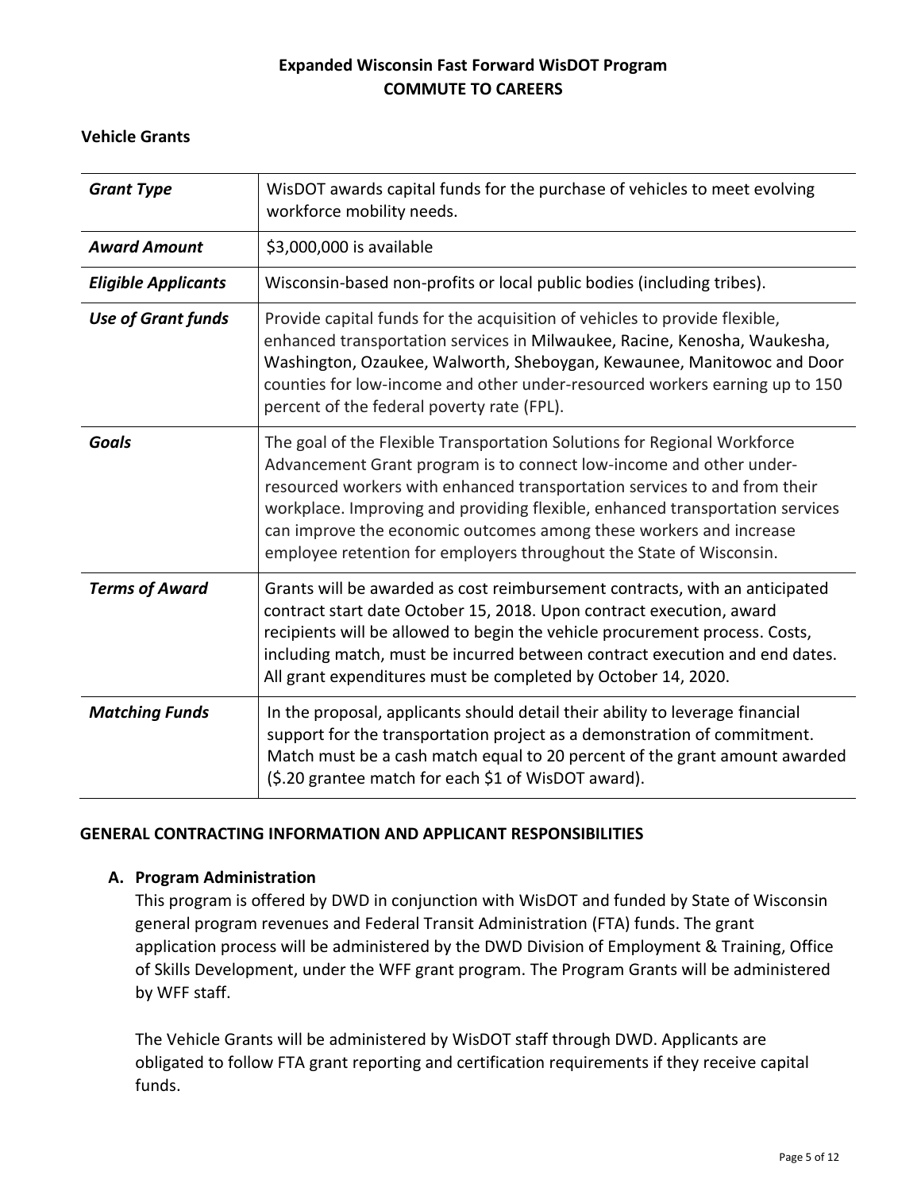**Expanded Wisconsin Fast Forward WisDOT Program**
**COMMUTE TO CAREERS**

### Vehicle Grants

| | |
|---|---|
| ***Grant Type*** | WisDOT awards capital funds for the purchase of vehicles to meet evolving workforce mobility needs. |
| ***Award Amount*** | $3,000,000 is available |
| ***Eligible Applicants*** | Wisconsin-based non-profits or local public bodies (including tribes). |
| ***Use of Grant funds*** | Provide capital funds for the acquisition of vehicles to provide flexible, enhanced transportation services in Milwaukee, Racine, Kenosha, Waukesha, Washington, Ozaukee, Walworth, Sheboygan, Kewaunee, Manitowoc and Door counties for low-income and other under-resourced workers earning up to 150 percent of the federal poverty rate (FPL). |
| ***Goals*** | The goal of the Flexible Transportation Solutions for Regional Workforce Advancement Grant program is to connect low-income and other under-resourced workers with enhanced transportation services to and from their workplace. Improving and providing flexible, enhanced transportation services can improve the economic outcomes among these workers and increase employee retention for employers throughout the State of Wisconsin. |
| ***Terms of Award*** | Grants will be awarded as cost reimbursement contracts, with an anticipated contract start date October 15, 2018. Upon contract execution, award recipients will be allowed to begin the vehicle procurement process. Costs, including match, must be incurred between contract execution and end dates. All grant expenditures must be completed by October 14, 2020. |
| ***Matching Funds*** | In the proposal, applicants should detail their ability to leverage financial support for the transportation project as a demonstration of commitment. Match must be a cash match equal to 20 percent of the grant amount awarded ($.20 grantee match for each $1 of WisDOT award). |

## GENERAL CONTRACTING INFORMATION AND APPLICANT RESPONSIBILITIES

### A. Program Administration

This program is offered by DWD in conjunction with WisDOT and funded by State of Wisconsin general program revenues and Federal Transit Administration (FTA) funds. The grant application process will be administered by the DWD Division of Employment & Training, Office of Skills Development, under the WFF grant program. The Program Grants will be administered by WFF staff.

The Vehicle Grants will be administered by WisDOT staff through DWD. Applicants are obligated to follow FTA grant reporting and certification requirements if they receive capital funds.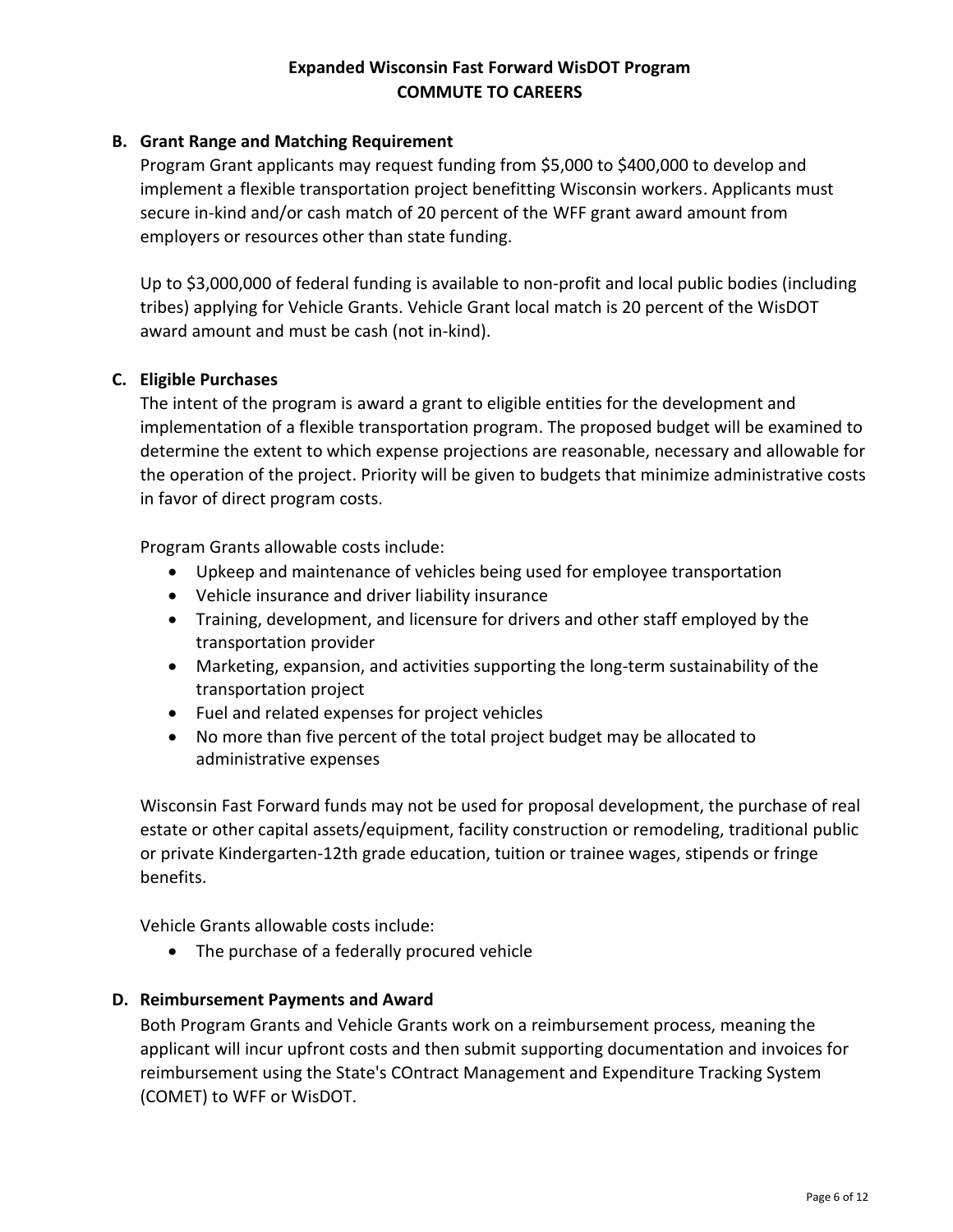### B. Grant Range and Matching Requirement

Program Grant applicants may request funding from $5,000 to $400,000 to develop and implement a flexible transportation project benefitting Wisconsin workers. Applicants must secure in-kind and/or cash match of 20 percent of the WFF grant award amount from employers or resources other than state funding.

Up to $3,000,000 of federal funding is available to non-profit and local public bodies (including tribes) applying for Vehicle Grants. Vehicle Grant local match is 20 percent of the WisDOT award amount and must be cash (not in-kind).

### C. Eligible Purchases

The intent of the program is award a grant to eligible entities for the development and implementation of a flexible transportation program. The proposed budget will be examined to determine the extent to which expense projections are reasonable, necessary and allowable for the operation of the project. Priority will be given to budgets that minimize administrative costs in favor of direct program costs.

Program Grants allowable costs include:

- Upkeep and maintenance of vehicles being used for employee transportation
- Vehicle insurance and driver liability insurance
- Training, development, and licensure for drivers and other staff employed by the transportation provider
- Marketing, expansion, and activities supporting the long-term sustainability of the transportation project
- Fuel and related expenses for project vehicles
- No more than five percent of the total project budget may be allocated to administrative expenses

Wisconsin Fast Forward funds may not be used for proposal development, the purchase of real estate or other capital assets/equipment, facility construction or remodeling, traditional public or private Kindergarten-12th grade education, tuition or trainee wages, stipends or fringe benefits.

Vehicle Grants allowable costs include:

- The purchase of a federally procured vehicle

### D. Reimbursement Payments and Award

Both Program Grants and Vehicle Grants work on a reimbursement process, meaning the applicant will incur upfront costs and then submit supporting documentation and invoices for reimbursement using the State's COntract Management and Expenditure Tracking System (COMET) to WFF or WisDOT.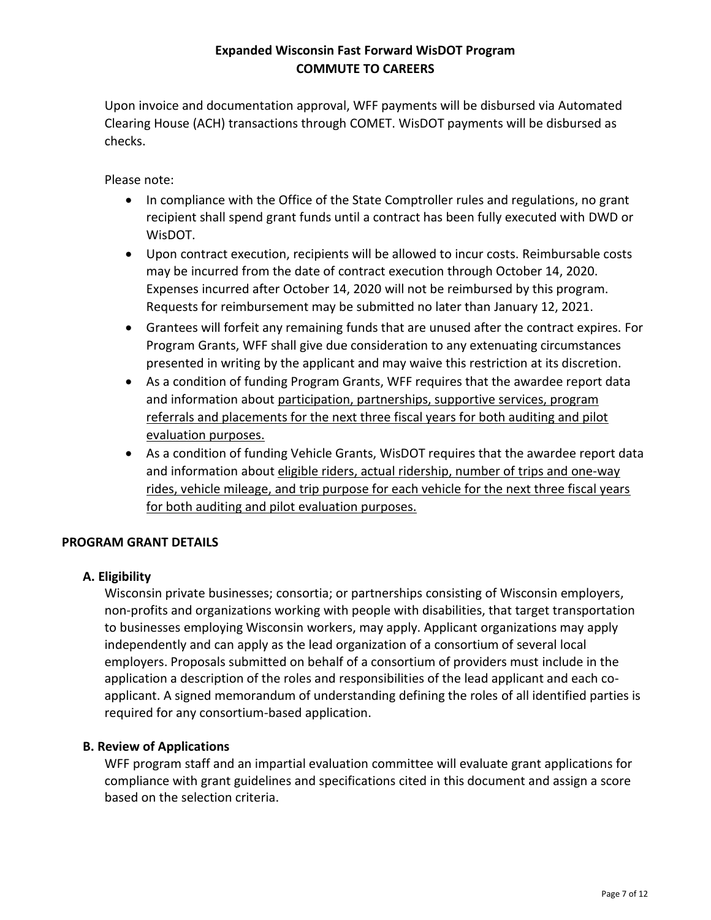Upon invoice and documentation approval, WFF payments will be disbursed via Automated Clearing House (ACH) transactions through COMET. WisDOT payments will be disbursed as checks.

Please note:

- In compliance with the Office of the State Comptroller rules and regulations, no grant recipient shall spend grant funds until a contract has been fully executed with DWD or WisDOT.
- Upon contract execution, recipients will be allowed to incur costs. Reimbursable costs may be incurred from the date of contract execution through October 14, 2020. Expenses incurred after October 14, 2020 will not be reimbursed by this program. Requests for reimbursement may be submitted no later than January 12, 2021.
- Grantees will forfeit any remaining funds that are unused after the contract expires. For Program Grants, WFF shall give due consideration to any extenuating circumstances presented in writing by the applicant and may waive this restriction at its discretion.
- As a condition of funding Program Grants, WFF requires that the awardee report data and information about <u>participation, partnerships, supportive services, program referrals and placements for the next three fiscal years for both auditing and pilot evaluation purposes.</u>
- As a condition of funding Vehicle Grants, WisDOT requires that the awardee report data and information about <u>eligible riders, actual ridership, number of trips and one-way rides, vehicle mileage, and trip purpose for each vehicle for the next three fiscal years for both auditing and pilot evaluation purposes.</u>

## PROGRAM GRANT DETAILS

### A. Eligibility

Wisconsin private businesses; consortia; or partnerships consisting of Wisconsin employers, non-profits and organizations working with people with disabilities, that target transportation to businesses employing Wisconsin workers, may apply. Applicant organizations may apply independently and can apply as the lead organization of a consortium of several local employers. Proposals submitted on behalf of a consortium of providers must include in the application a description of the roles and responsibilities of the lead applicant and each co-applicant. A signed memorandum of understanding defining the roles of all identified parties is required for any consortium-based application.

### B. Review of Applications

WFF program staff and an impartial evaluation committee will evaluate grant applications for compliance with grant guidelines and specifications cited in this document and assign a score based on the selection criteria.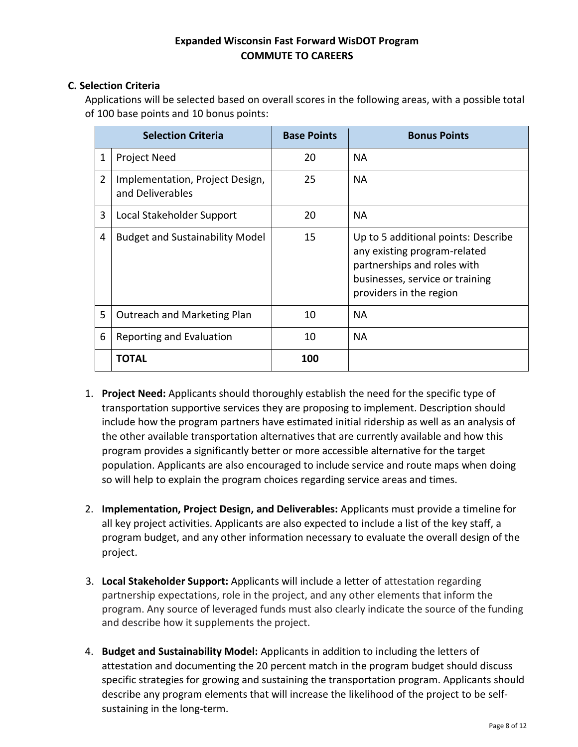**Expanded Wisconsin Fast Forward WisDOT Program**
**COMMUTE TO CAREERS**

### C. Selection Criteria

Applications will be selected based on overall scores in the following areas, with a possible total of 100 base points and 10 bonus points:

| | Selection Criteria | Base Points | Bonus Points |
|---|---|---|---|
| 1 | Project Need | 20 | NA |
| 2 | Implementation, Project Design, and Deliverables | 25 | NA |
| 3 | Local Stakeholder Support | 20 | NA |
| 4 | Budget and Sustainability Model | 15 | Up to 5 additional points: Describe any existing program-related partnerships and roles with businesses, service or training providers in the region |
| 5 | Outreach and Marketing Plan | 10 | NA |
| 6 | Reporting and Evaluation | 10 | NA |
| | **TOTAL** | **100** | |

1. **Project Need:** Applicants should thoroughly establish the need for the specific type of transportation supportive services they are proposing to implement. Description should include how the program partners have estimated initial ridership as well as an analysis of the other available transportation alternatives that are currently available and how this program provides a significantly better or more accessible alternative for the target population. Applicants are also encouraged to include service and route maps when doing so will help to explain the program choices regarding service areas and times.

2. **Implementation, Project Design, and Deliverables:** Applicants must provide a timeline for all key project activities. Applicants are also expected to include a list of the key staff, a program budget, and any other information necessary to evaluate the overall design of the project.

3. **Local Stakeholder Support:** Applicants will include a letter of attestation regarding partnership expectations, role in the project, and any other elements that inform the program. Any source of leveraged funds must also clearly indicate the source of the funding and describe how it supplements the project.

4. **Budget and Sustainability Model:** Applicants in addition to including the letters of attestation and documenting the 20 percent match in the program budget should discuss specific strategies for growing and sustaining the transportation program. Applicants should describe any program elements that will increase the likelihood of the project to be self-sustaining in the long-term.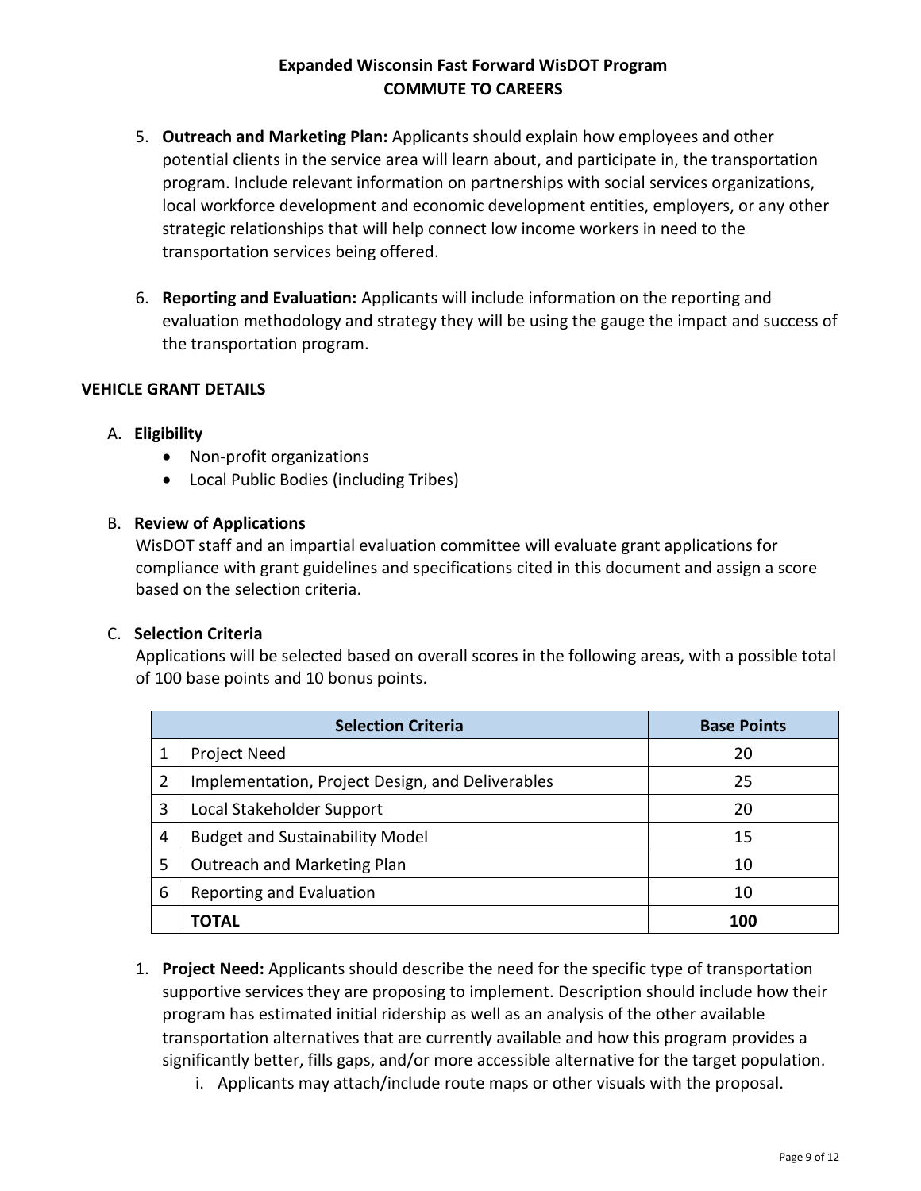5. **Outreach and Marketing Plan:** Applicants should explain how employees and other potential clients in the service area will learn about, and participate in, the transportation program. Include relevant information on partnerships with social services organizations, local workforce development and economic development entities, employers, or any other strategic relationships that will help connect low income workers in need to the transportation services being offered.

6. **Reporting and Evaluation:** Applicants will include information on the reporting and evaluation methodology and strategy they will be using the gauge the impact and success of the transportation program.

## VEHICLE GRANT DETAILS

A. **Eligibility**
   - Non-profit organizations
   - Local Public Bodies (including Tribes)

B. **Review of Applications**
   WisDOT staff and an impartial evaluation committee will evaluate grant applications for compliance with grant guidelines and specifications cited in this document and assign a score based on the selection criteria.

C. **Selection Criteria**
   Applications will be selected based on overall scores in the following areas, with a possible total of 100 base points and 10 bonus points.

| | Selection Criteria | Base Points |
|---|---|---|
| 1 | Project Need | 20 |
| 2 | Implementation, Project Design, and Deliverables | 25 |
| 3 | Local Stakeholder Support | 20 |
| 4 | Budget and Sustainability Model | 15 |
| 5 | Outreach and Marketing Plan | 10 |
| 6 | Reporting and Evaluation | 10 |
| | **TOTAL** | **100** |

1. **Project Need:** Applicants should describe the need for the specific type of transportation supportive services they are proposing to implement. Description should include how their program has estimated initial ridership as well as an analysis of the other available transportation alternatives that are currently available and how this program provides a significantly better, fills gaps, and/or more accessible alternative for the target population.
   i. Applicants may attach/include route maps or other visuals with the proposal.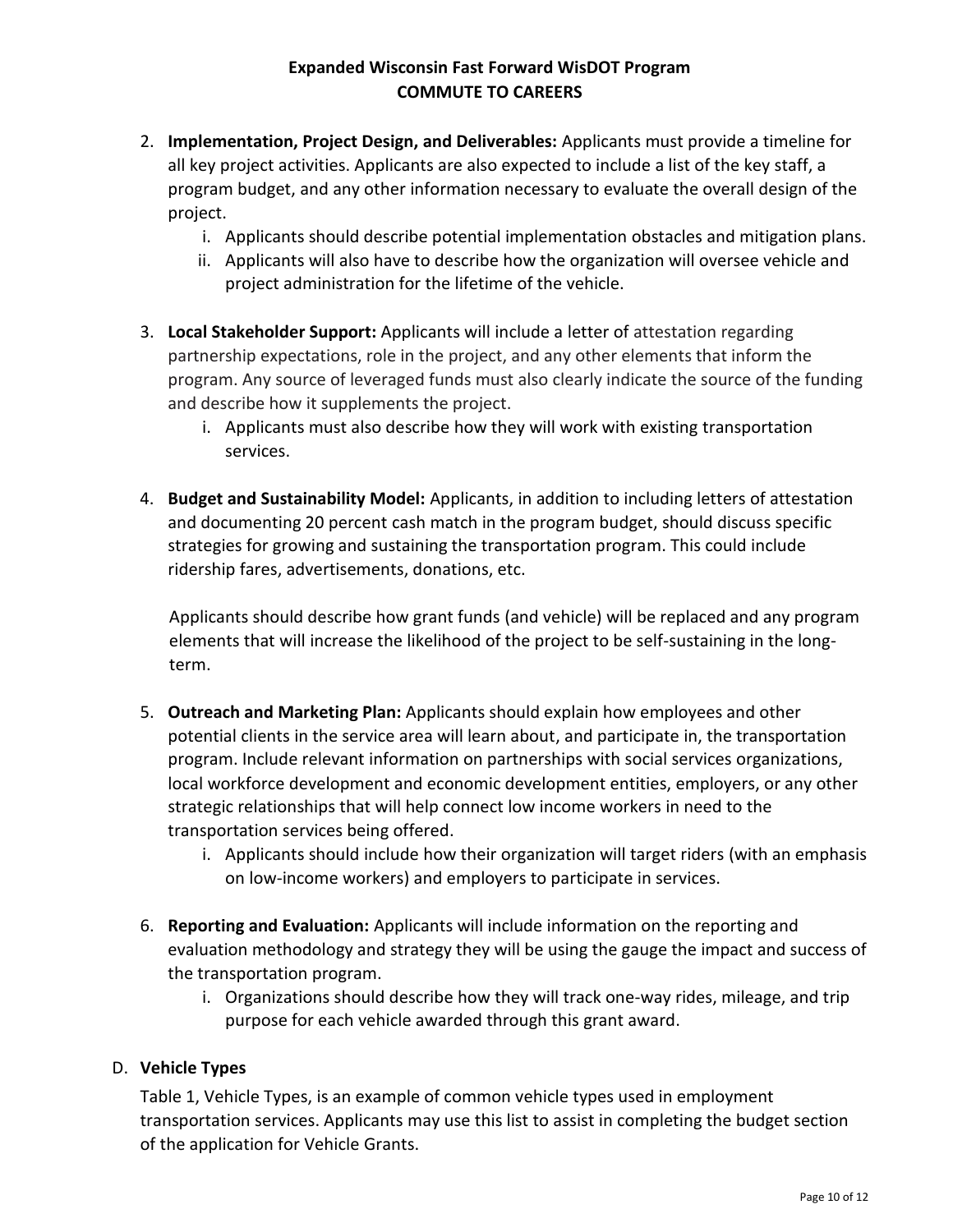2. **Implementation, Project Design, and Deliverables:** Applicants must provide a timeline for all key project activities. Applicants are also expected to include a list of the key staff, a program budget, and any other information necessary to evaluate the overall design of the project.
   i. Applicants should describe potential implementation obstacles and mitigation plans.
   ii. Applicants will also have to describe how the organization will oversee vehicle and project administration for the lifetime of the vehicle.

3. **Local Stakeholder Support:** Applicants will include a letter of attestation regarding partnership expectations, role in the project, and any other elements that inform the program. Any source of leveraged funds must also clearly indicate the source of the funding and describe how it supplements the project.
   i. Applicants must also describe how they will work with existing transportation services.

4. **Budget and Sustainability Model:** Applicants, in addition to including letters of attestation and documenting 20 percent cash match in the program budget, should discuss specific strategies for growing and sustaining the transportation program. This could include ridership fares, advertisements, donations, etc.

   Applicants should describe how grant funds (and vehicle) will be replaced and any program elements that will increase the likelihood of the project to be self-sustaining in the long-term.

5. **Outreach and Marketing Plan:** Applicants should explain how employees and other potential clients in the service area will learn about, and participate in, the transportation program. Include relevant information on partnerships with social services organizations, local workforce development and economic development entities, employers, or any other strategic relationships that will help connect low income workers in need to the transportation services being offered.
   i. Applicants should include how their organization will target riders (with an emphasis on low-income workers) and employers to participate in services.

6. **Reporting and Evaluation:** Applicants will include information on the reporting and evaluation methodology and strategy they will be using the gauge the impact and success of the transportation program.
   i. Organizations should describe how they will track one-way rides, mileage, and trip purpose for each vehicle awarded through this grant award.

D. **Vehicle Types**

Table 1, Vehicle Types, is an example of common vehicle types used in employment transportation services. Applicants may use this list to assist in completing the budget section of the application for Vehicle Grants.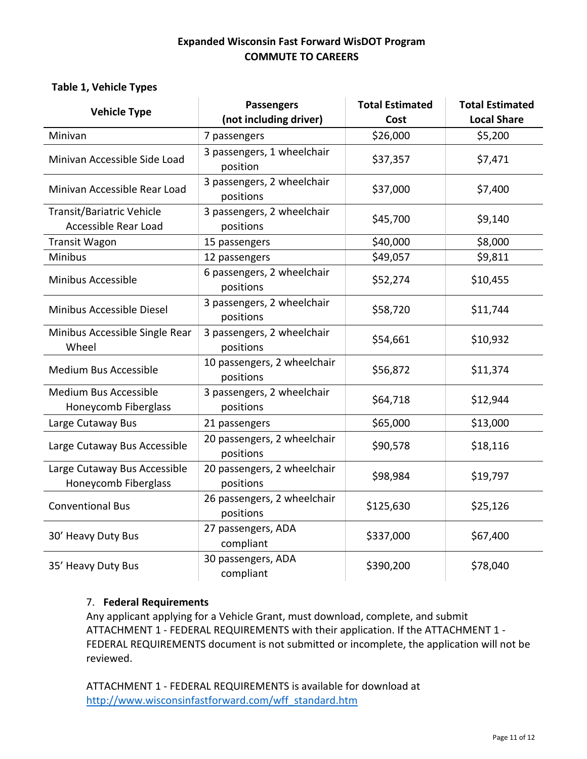**Expanded Wisconsin Fast Forward WisDOT Program**
**COMMUTE TO CAREERS**

**Table 1, Vehicle Types**

| Vehicle Type | Passengers (not including driver) | Total Estimated Cost | Total Estimated Local Share |
|---|---|---|---|
| Minivan | 7 passengers | $26,000 | $5,200 |
| Minivan Accessible Side Load | 3 passengers, 1 wheelchair position | $37,357 | $7,471 |
| Minivan Accessible Rear Load | 3 passengers, 2 wheelchair positions | $37,000 | $7,400 |
| Transit/Bariatric Vehicle Accessible Rear Load | 3 passengers, 2 wheelchair positions | $45,700 | $9,140 |
| Transit Wagon | 15 passengers | $40,000 | $8,000 |
| Minibus | 12 passengers | $49,057 | $9,811 |
| Minibus Accessible | 6 passengers, 2 wheelchair positions | $52,274 | $10,455 |
| Minibus Accessible Diesel | 3 passengers, 2 wheelchair positions | $58,720 | $11,744 |
| Minibus Accessible Single Rear Wheel | 3 passengers, 2 wheelchair positions | $54,661 | $10,932 |
| Medium Bus Accessible | 10 passengers, 2 wheelchair positions | $56,872 | $11,374 |
| Medium Bus Accessible Honeycomb Fiberglass | 3 passengers, 2 wheelchair positions | $64,718 | $12,944 |
| Large Cutaway Bus | 21 passengers | $65,000 | $13,000 |
| Large Cutaway Bus Accessible | 20 passengers, 2 wheelchair positions | $90,578 | $18,116 |
| Large Cutaway Bus Accessible Honeycomb Fiberglass | 20 passengers, 2 wheelchair positions | $98,984 | $19,797 |
| Conventional Bus | 26 passengers, 2 wheelchair positions | $125,630 | $25,126 |
| 30' Heavy Duty Bus | 27 passengers, ADA compliant | $337,000 | $67,400 |
| 35' Heavy Duty Bus | 30 passengers, ADA compliant | $390,200 | $78,040 |

7. **Federal Requirements**
Any applicant applying for a Vehicle Grant, must download, complete, and submit ATTACHMENT 1 - FEDERAL REQUIREMENTS with their application. If the ATTACHMENT 1 - FEDERAL REQUIREMENTS document is not submitted or incomplete, the application will not be reviewed.

ATTACHMENT 1 - FEDERAL REQUIREMENTS is available for download at http://www.wisconsinfastforward.com/wff_standard.htm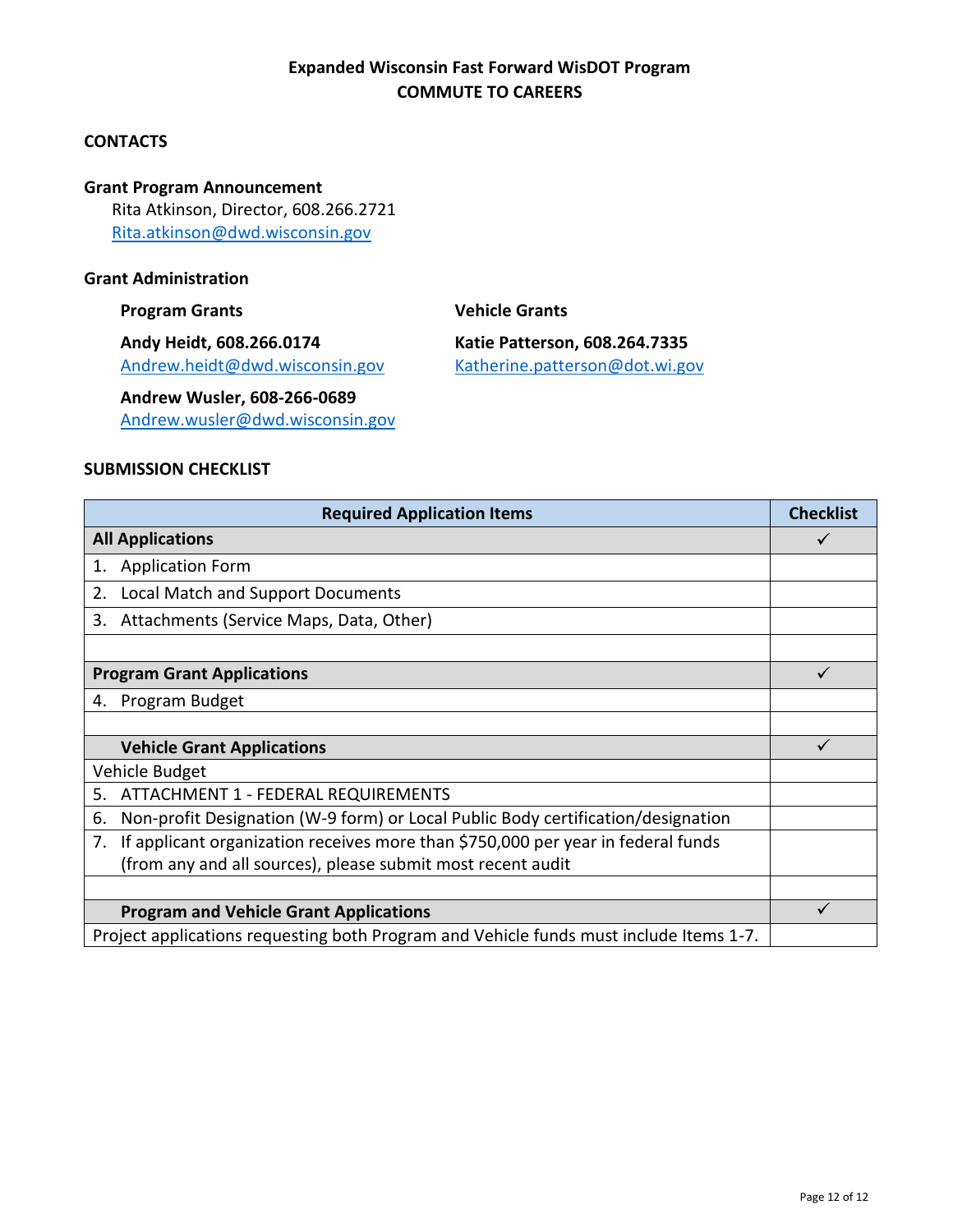# Expanded Wisconsin Fast Forward WisDOT Program
## COMMUTE TO CAREERS

### CONTACTS

**Grant Program Announcement**
Rita Atkinson, Director, 608.266.2721
Rita.atkinson@dwd.wisconsin.gov

**Grant Administration**

**Program Grants**

**Andy Heidt, 608.266.0174**
Andrew.heidt@dwd.wisconsin.gov

**Andrew Wusler, 608-266-0689**
Andrew.wusler@dwd.wisconsin.gov

**Vehicle Grants**

**Katie Patterson, 608.264.7335**
Katherine.patterson@dot.wi.gov

### SUBMISSION CHECKLIST

| Required Application Items | Checklist |
|---|---|
| **All Applications** | ✓ |
| 1. Application Form | |
| 2. Local Match and Support Documents | |
| 3. Attachments (Service Maps, Data, Other) | |
| | |
| **Program Grant Applications** | ✓ |
| 4. Program Budget | |
| | |
| **Vehicle Grant Applications** | ✓ |
| Vehicle Budget | |
| 5. ATTACHMENT 1 - FEDERAL REQUIREMENTS | |
| 6. Non-profit Designation (W-9 form) or Local Public Body certification/designation | |
| 7. If applicant organization receives more than $750,000 per year in federal funds (from any and all sources), please submit most recent audit | |
| | |
| **Program and Vehicle Grant Applications** | ✓ |
| Project applications requesting both Program and Vehicle funds must include Items 1-7. | |